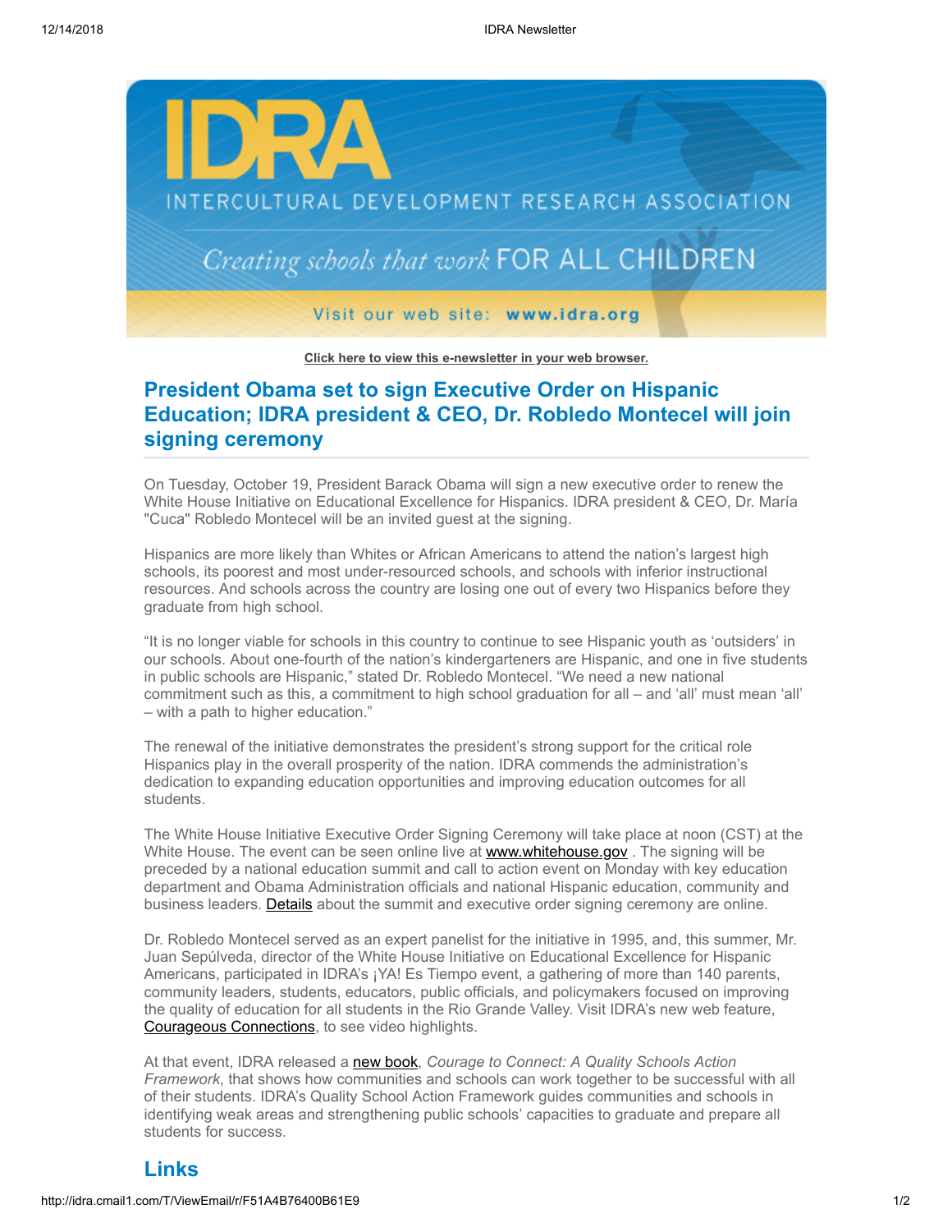IDRA

INTERCULTURAL DEVELOPMENT RESEARCH ASSOCIATION

*Creating schools that work* FOR ALL CHILDREN

Visit our web site: **www.idra.org**

**Click here to view this e-newsletter in your web browser.**

## President Obama set to sign Executive Order on Hispanic Education; IDRA president & CEO, Dr. Robledo Montecel will join signing ceremony

On Tuesday, October 19, President Barack Obama will sign a new executive order to renew the White House Initiative on Educational Excellence for Hispanics. IDRA president & CEO, Dr. María "Cuca" Robledo Montecel will be an invited guest at the signing.

Hispanics are more likely than Whites or African Americans to attend the nation's largest high schools, its poorest and most under-resourced schools, and schools with inferior instructional resources. And schools across the country are losing one out of every two Hispanics before they graduate from high school.

"It is no longer viable for schools in this country to continue to see Hispanic youth as 'outsiders' in our schools. About one-fourth of the nation's kindergarteners are Hispanic, and one in five students in public schools are Hispanic," stated Dr. Robledo Montecel. "We need a new national commitment such as this, a commitment to high school graduation for all – and 'all' must mean 'all' – with a path to higher education."

The renewal of the initiative demonstrates the president's strong support for the critical role Hispanics play in the overall prosperity of the nation. IDRA commends the administration's dedication to expanding education opportunities and improving education outcomes for all students.

The White House Initiative Executive Order Signing Ceremony will take place at noon (CST) at the White House. The event can be seen online live at www.whitehouse.gov . The signing will be preceded by a national education summit and call to action event on Monday with key education department and Obama Administration officials and national Hispanic education, community and business leaders. Details about the summit and executive order signing ceremony are online.

Dr. Robledo Montecel served as an expert panelist for the initiative in 1995, and, this summer, Mr. Juan Sepúlveda, director of the White House Initiative on Educational Excellence for Hispanic Americans, participated in IDRA's ¡YA! Es Tiempo event, a gathering of more than 140 parents, community leaders, students, educators, public officials, and policymakers focused on improving the quality of education for all students in the Rio Grande Valley. Visit IDRA's new web feature, Courageous Connections, to see video highlights.

At that event, IDRA released a new book, *Courage to Connect: A Quality Schools Action Framework*, that shows how communities and schools can work together to be successful with all of their students. IDRA's Quality School Action Framework guides communities and schools in identifying weak areas and strengthening public schools' capacities to graduate and prepare all students for success.

## Links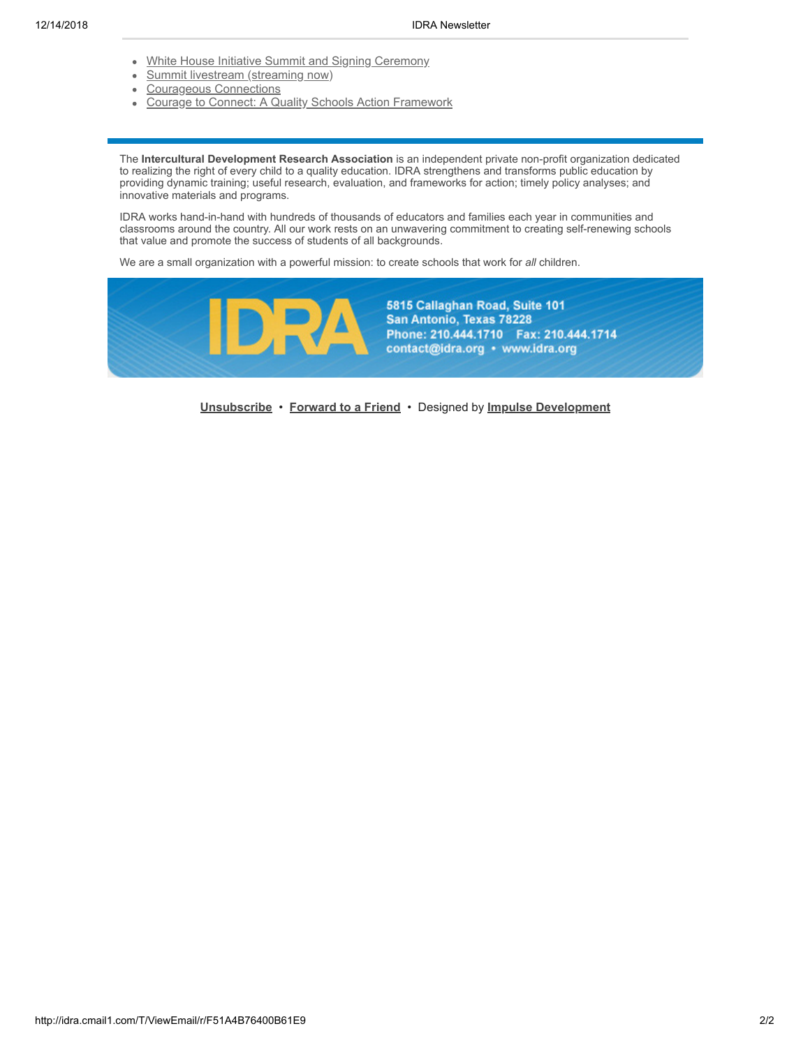- White House Initiative Summit and Signing Ceremony
- Summit livestream (streaming now)
- Courageous Connections
- Courage to Connect: A Quality Schools Action Framework

---

The **Intercultural Development Research Association** is an independent private non-profit organization dedicated to realizing the right of every child to a quality education. IDRA strengthens and transforms public education by providing dynamic training; useful research, evaluation, and frameworks for action; timely policy analyses; and innovative materials and programs.

IDRA works hand-in-hand with hundreds of thousands of educators and families each year in communities and classrooms around the country. All our work rests on an unwavering commitment to creating self-renewing schools that value and promote the success of students of all backgrounds.

We are a small organization with a powerful mission: to create schools that work for *all* children.

IDRA

5815 Callaghan Road, Suite 101
San Antonio, Texas 78228
Phone: 210.444.1710 Fax: 210.444.1714
contact@idra.org • www.idra.org

**Unsubscribe** • **Forward to a Friend** • Designed by **Impulse Development**